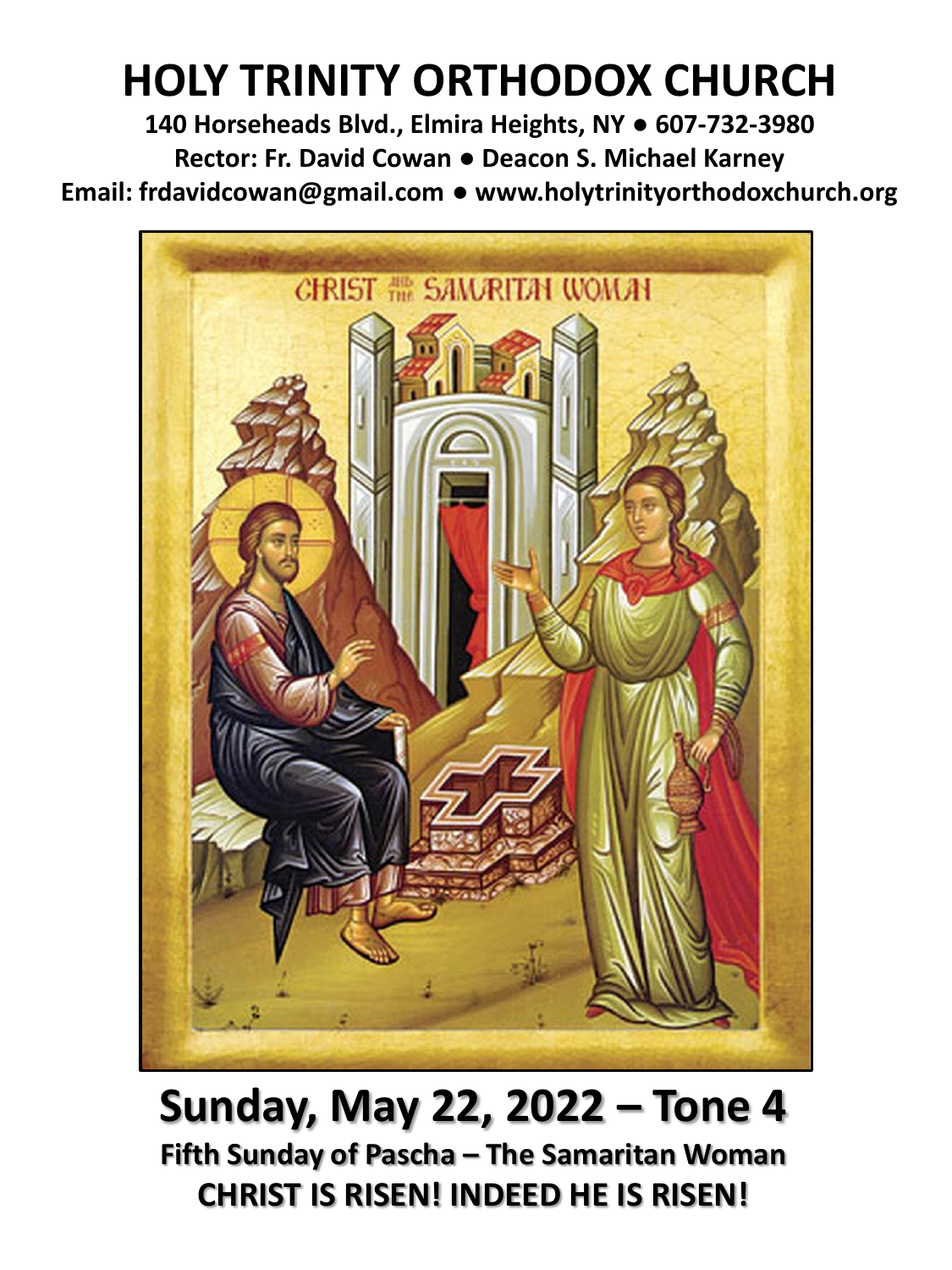# HOLY TRINITY ORTHODOX CHURCH

**140 Horseheads Blvd., Elmira Heights, NY ● 607-732-3980**
**Rector: Fr. David Cowan ● Deacon S. Michael Karney**
**Email: frdavidcowan@gmail.com ● www.holytrinityorthodoxchurch.org**

## Sunday, May 22, 2022 – Tone 4

**Fifth Sunday of Pascha – The Samaritan Woman**
**CHRIST IS RISEN! INDEED HE IS RISEN!**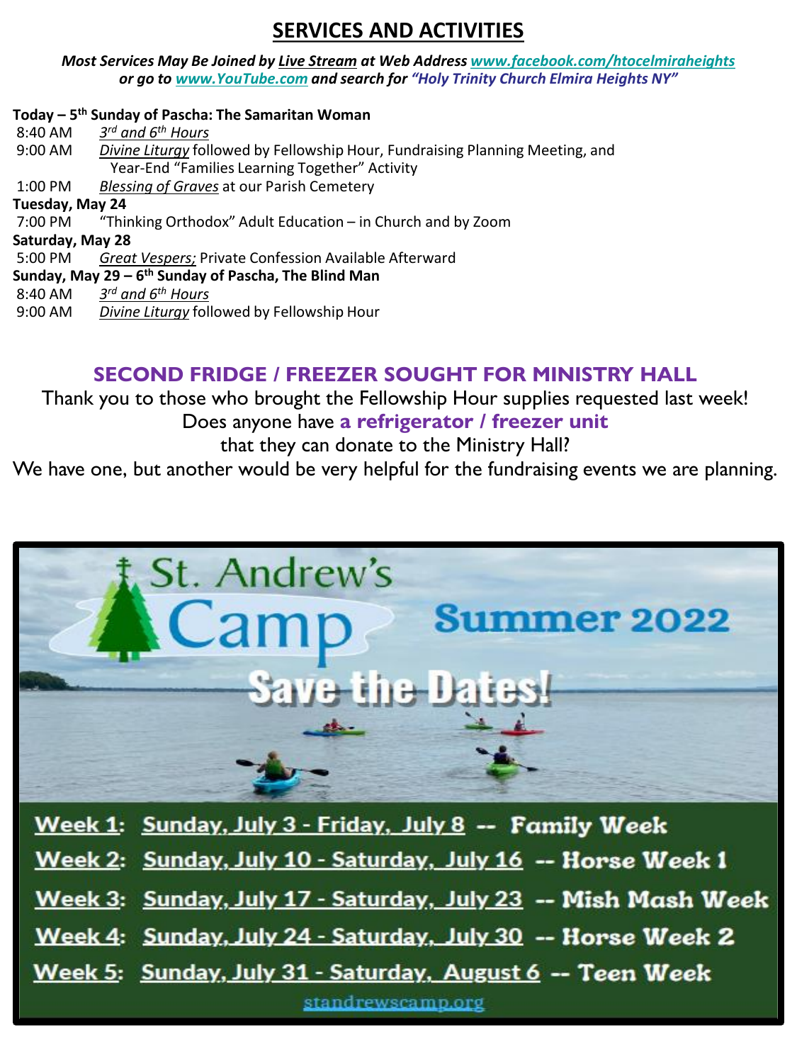# SERVICES AND ACTIVITIES

***Most Services May Be Joined by Live Stream at Web Address www.facebook.com/htocelmiraheights or go to www.YouTube.com and search for "Holy Trinity Church Elmira Heights NY"***

**Today – 5th Sunday of Pascha: The Samaritan Woman**

8:40 AM *3rd and 6th Hours*

9:00 AM *Divine Liturgy* followed by Fellowship Hour, Fundraising Planning Meeting, and Year-End "Families Learning Together" Activity

1:00 PM *Blessing of Graves* at our Parish Cemetery

**Tuesday, May 24**

7:00 PM "Thinking Orthodox" Adult Education – in Church and by Zoom

**Saturday, May 28**

5:00 PM *Great Vespers;* Private Confession Available Afterward

**Sunday, May 29 – 6th Sunday of Pascha, The Blind Man**

8:40 AM *3rd and 6th Hours*

9:00 AM *Divine Liturgy* followed by Fellowship Hour

## SECOND FRIDGE / FREEZER SOUGHT FOR MINISTRY HALL

Thank you to those who brought the Fellowship Hour supplies requested last week!
Does anyone have **a refrigerator / freezer unit** that they can donate to the Ministry Hall?
We have one, but another would be very helpful for the fundraising events we are planning.

## St. Andrew's Camp Summer 2022

### Save the Dates!

Week 1: Sunday, July 3 - Friday, July 8 -- **Family Week**

Week 2: Sunday, July 10 - Saturday, July 16 -- **Horse Week 1**

Week 3: Sunday, July 17 - Saturday, July 23 -- **Mish Mash Week**

Week 4: Sunday, July 24 - Saturday, July 30 -- **Horse Week 2**

Week 5: Sunday, July 31 - Saturday, August 6 -- **Teen Week**

standrewscamp.org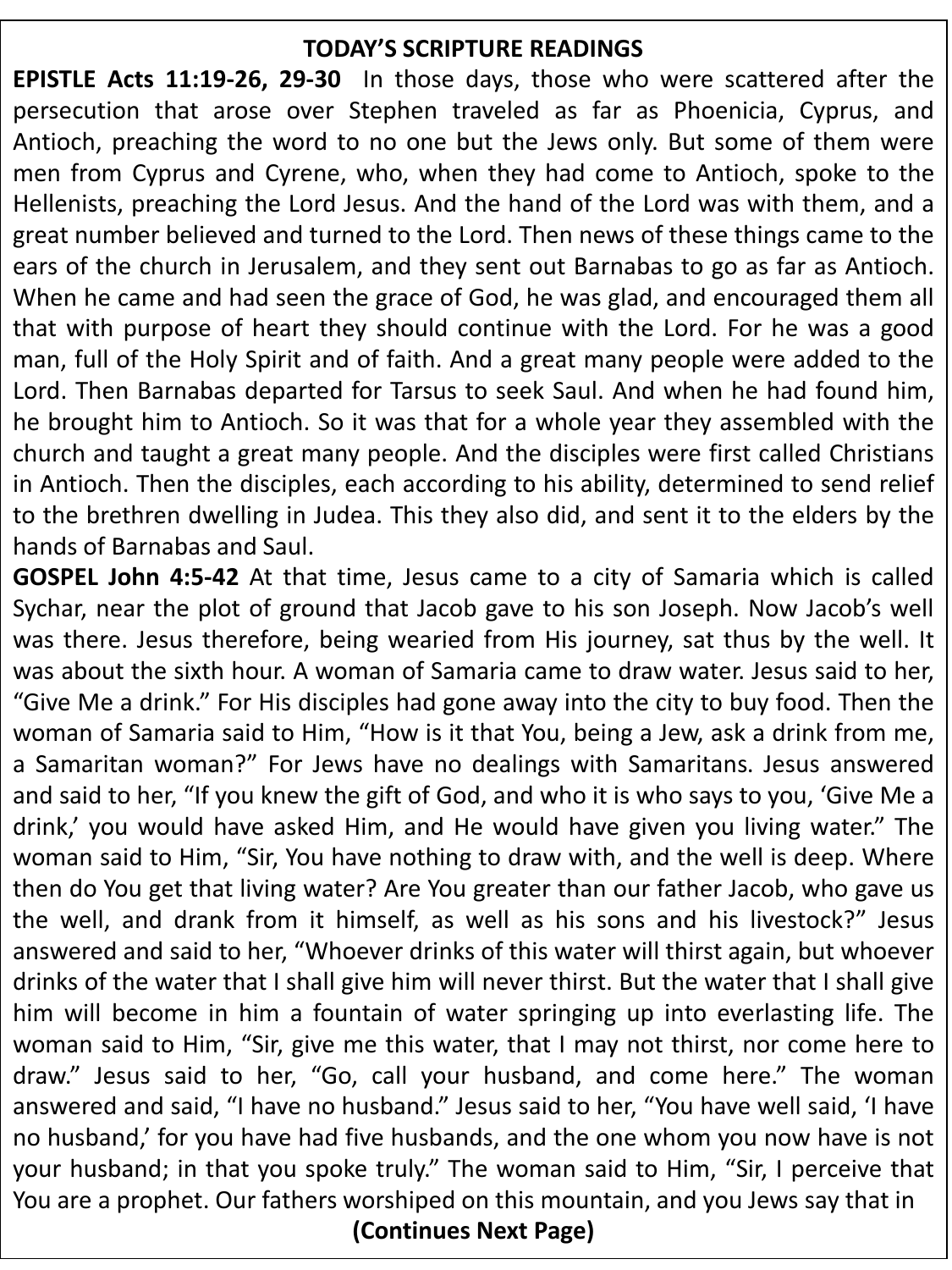**TODAY'S SCRIPTURE READINGS**

**EPISTLE Acts 11:19-26, 29-30** In those days, those who were scattered after the persecution that arose over Stephen traveled as far as Phoenicia, Cyprus, and Antioch, preaching the word to no one but the Jews only. But some of them were men from Cyprus and Cyrene, who, when they had come to Antioch, spoke to the Hellenists, preaching the Lord Jesus. And the hand of the Lord was with them, and a great number believed and turned to the Lord. Then news of these things came to the ears of the church in Jerusalem, and they sent out Barnabas to go as far as Antioch. When he came and had seen the grace of God, he was glad, and encouraged them all that with purpose of heart they should continue with the Lord. For he was a good man, full of the Holy Spirit and of faith. And a great many people were added to the Lord. Then Barnabas departed for Tarsus to seek Saul. And when he had found him, he brought him to Antioch. So it was that for a whole year they assembled with the church and taught a great many people. And the disciples were first called Christians in Antioch. Then the disciples, each according to his ability, determined to send relief to the brethren dwelling in Judea. This they also did, and sent it to the elders by the hands of Barnabas and Saul.

**GOSPEL John 4:5-42** At that time, Jesus came to a city of Samaria which is called Sychar, near the plot of ground that Jacob gave to his son Joseph. Now Jacob's well was there. Jesus therefore, being wearied from His journey, sat thus by the well. It was about the sixth hour. A woman of Samaria came to draw water. Jesus said to her, "Give Me a drink." For His disciples had gone away into the city to buy food. Then the woman of Samaria said to Him, "How is it that You, being a Jew, ask a drink from me, a Samaritan woman?" For Jews have no dealings with Samaritans. Jesus answered and said to her, "If you knew the gift of God, and who it is who says to you, 'Give Me a drink,' you would have asked Him, and He would have given you living water." The woman said to Him, "Sir, You have nothing to draw with, and the well is deep. Where then do You get that living water? Are You greater than our father Jacob, who gave us the well, and drank from it himself, as well as his sons and his livestock?" Jesus answered and said to her, "Whoever drinks of this water will thirst again, but whoever drinks of the water that I shall give him will never thirst. But the water that I shall give him will become in him a fountain of water springing up into everlasting life. The woman said to Him, "Sir, give me this water, that I may not thirst, nor come here to draw." Jesus said to her, "Go, call your husband, and come here." The woman answered and said, "I have no husband." Jesus said to her, "You have well said, 'I have no husband,' for you have had five husbands, and the one whom you now have is not your husband; in that you spoke truly." The woman said to Him, "Sir, I perceive that You are a prophet. Our fathers worshiped on this mountain, and you Jews say that in

**(Continues Next Page)**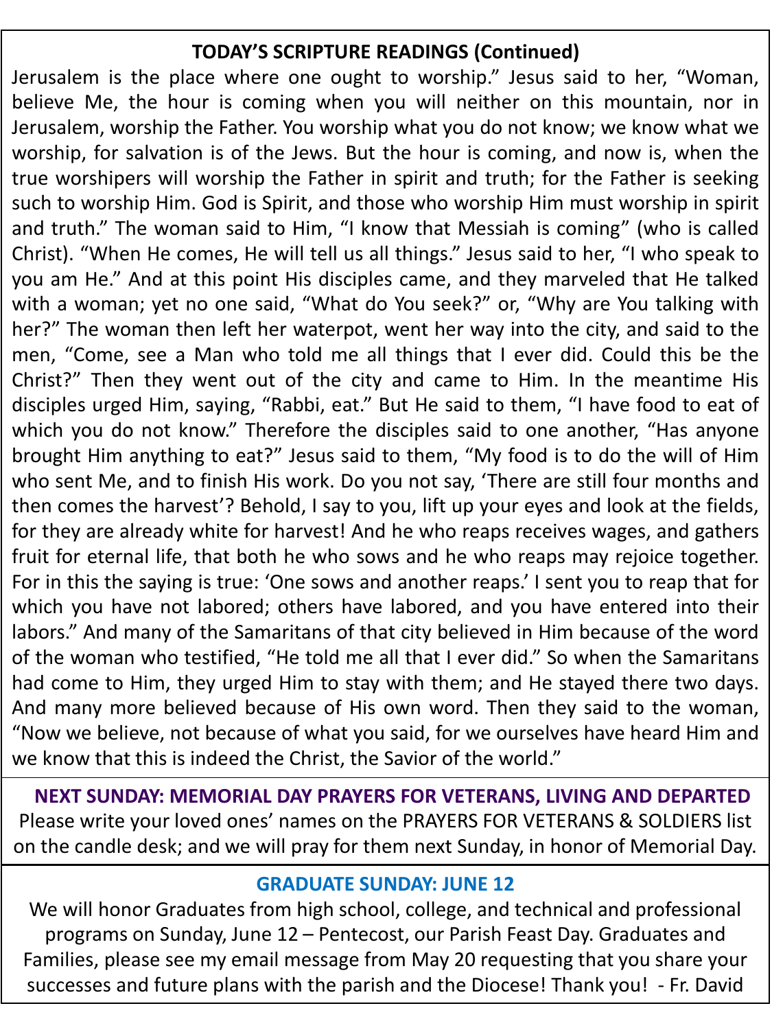## TODAY'S SCRIPTURE READINGS (Continued)

Jerusalem is the place where one ought to worship." Jesus said to her, "Woman, believe Me, the hour is coming when you will neither on this mountain, nor in Jerusalem, worship the Father. You worship what you do not know; we know what we worship, for salvation is of the Jews. But the hour is coming, and now is, when the true worshipers will worship the Father in spirit and truth; for the Father is seeking such to worship Him. God is Spirit, and those who worship Him must worship in spirit and truth." The woman said to Him, "I know that Messiah is coming" (who is called Christ). "When He comes, He will tell us all things." Jesus said to her, "I who speak to you am He." And at this point His disciples came, and they marveled that He talked with a woman; yet no one said, "What do You seek?" or, "Why are You talking with her?" The woman then left her waterpot, went her way into the city, and said to the men, "Come, see a Man who told me all things that I ever did. Could this be the Christ?" Then they went out of the city and came to Him. In the meantime His disciples urged Him, saying, "Rabbi, eat." But He said to them, "I have food to eat of which you do not know." Therefore the disciples said to one another, "Has anyone brought Him anything to eat?" Jesus said to them, "My food is to do the will of Him who sent Me, and to finish His work. Do you not say, 'There are still four months and then comes the harvest'? Behold, I say to you, lift up your eyes and look at the fields, for they are already white for harvest! And he who reaps receives wages, and gathers fruit for eternal life, that both he who sows and he who reaps may rejoice together. For in this the saying is true: 'One sows and another reaps.' I sent you to reap that for which you have not labored; others have labored, and you have entered into their labors." And many of the Samaritans of that city believed in Him because of the word of the woman who testified, "He told me all that I ever did." So when the Samaritans had come to Him, they urged Him to stay with them; and He stayed there two days. And many more believed because of His own word. Then they said to the woman, "Now we believe, not because of what you said, for we ourselves have heard Him and we know that this is indeed the Christ, the Savior of the world."

## NEXT SUNDAY: MEMORIAL DAY PRAYERS FOR VETERANS, LIVING AND DEPARTED

Please write your loved ones' names on the PRAYERS FOR VETERANS & SOLDIERS list on the candle desk; and we will pray for them next Sunday, in honor of Memorial Day.

## GRADUATE SUNDAY: JUNE 12

We will honor Graduates from high school, college, and technical and professional programs on Sunday, June 12 – Pentecost, our Parish Feast Day. Graduates and Families, please see my email message from May 20 requesting that you share your successes and future plans with the parish and the Diocese! Thank you! - Fr. David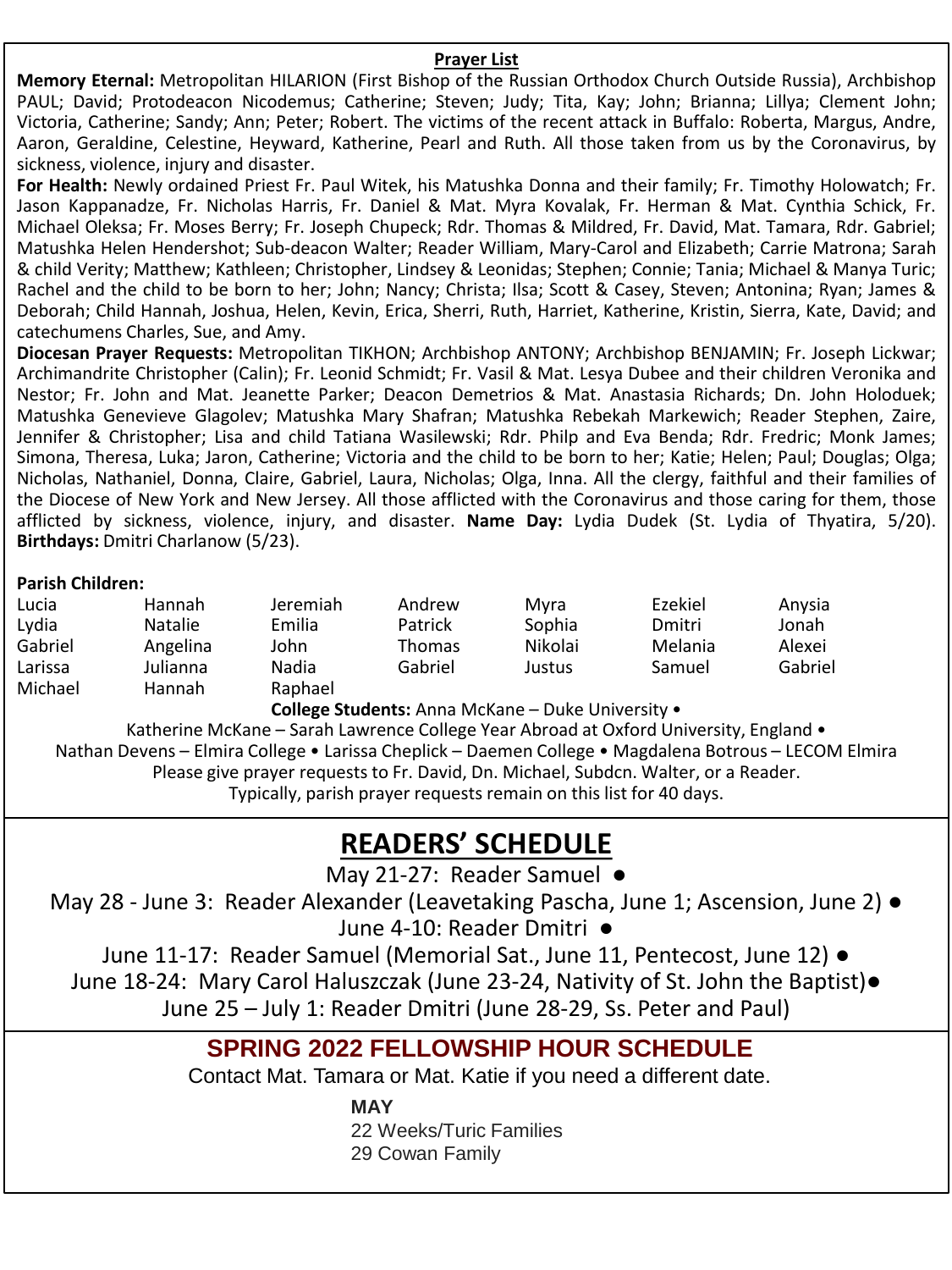## Prayer List

**Memory Eternal:** Metropolitan HILARION (First Bishop of the Russian Orthodox Church Outside Russia), Archbishop PAUL; David; Protodeacon Nicodemus; Catherine; Steven; Judy; Tita, Kay; John; Brianna; Lillya; Clement John; Victoria, Catherine; Sandy; Ann; Peter; Robert. The victims of the recent attack in Buffalo: Roberta, Margus, Andre, Aaron, Geraldine, Celestine, Heyward, Katherine, Pearl and Ruth. All those taken from us by the Coronavirus, by sickness, violence, injury and disaster.

**For Health:** Newly ordained Priest Fr. Paul Witek, his Matushka Donna and their family; Fr. Timothy Holowatch; Fr. Jason Kappanadze, Fr. Nicholas Harris, Fr. Daniel & Mat. Myra Kovalak, Fr. Herman & Mat. Cynthia Schick, Fr. Michael Oleksa; Fr. Moses Berry; Fr. Joseph Chupeck; Rdr. Thomas & Mildred, Fr. David, Mat. Tamara, Rdr. Gabriel; Matushka Helen Hendershot; Sub-deacon Walter; Reader William, Mary-Carol and Elizabeth; Carrie Matrona; Sarah & child Verity; Matthew; Kathleen; Christopher, Lindsey & Leonidas; Stephen; Connie; Tania; Michael & Manya Turic; Rachel and the child to be born to her; John; Nancy; Christa; Ilsa; Scott & Casey, Steven; Antonina; Ryan; James & Deborah; Child Hannah, Joshua, Helen, Kevin, Erica, Sherri, Ruth, Harriet, Katherine, Kristin, Sierra, Kate, David; and catechumens Charles, Sue, and Amy.

**Diocesan Prayer Requests:** Metropolitan TIKHON; Archbishop ANTONY; Archbishop BENJAMIN; Fr. Joseph Lickwar; Archimandrite Christopher (Calin); Fr. Leonid Schmidt; Fr. Vasil & Mat. Lesya Dubee and their children Veronika and Nestor; Fr. John and Mat. Jeanette Parker; Deacon Demetrios & Mat. Anastasia Richards; Dn. John Holoduek; Matushka Genevieve Glagolev; Matushka Mary Shafran; Matushka Rebekah Markewich; Reader Stephen, Zaire, Jennifer & Christopher; Lisa and child Tatiana Wasilewski; Rdr. Philp and Eva Benda; Rdr. Fredric; Monk James; Simona, Theresa, Luka; Jaron, Catherine; Victoria and the child to be born to her; Katie; Helen; Paul; Douglas; Olga; Nicholas, Nathaniel, Donna, Claire, Gabriel, Laura, Nicholas; Olga, Inna. All the clergy, faithful and their families of the Diocese of New York and New Jersey. All those afflicted with the Coronavirus and those caring for them, those afflicted by sickness, violence, injury, and disaster. **Name Day:** Lydia Dudek (St. Lydia of Thyatira, 5/20). **Birthdays:** Dmitri Charlanow (5/23).

**Parish Children:**

| | | | | | | |
|---|---|---|---|---|---|---|
| Lucia | Hannah | Jeremiah | Andrew | Myra | Ezekiel | Anysia |
| Lydia | Natalie | Emilia | Patrick | Sophia | Dmitri | Jonah |
| Gabriel | Angelina | John | Thomas | Nikolai | Melania | Alexei |
| Larissa | Julianna | Nadia | Gabriel | Justus | Samuel | Gabriel |
| Michael | Hannah | Raphael | | | | |

**College Students:** Anna McKane – Duke University • Katherine McKane – Sarah Lawrence College Year Abroad at Oxford University, England • Nathan Devens – Elmira College • Larissa Cheplick – Daemen College • Magdalena Botrous – LECOM Elmira

Please give prayer requests to Fr. David, Dn. Michael, Subdcn. Walter, or a Reader.
Typically, parish prayer requests remain on this list for 40 days.

## READERS' SCHEDULE

May 21-27: Reader Samuel ●
May 28 - June 3: Reader Alexander (Leavetaking Pascha, June 1; Ascension, June 2) ●
June 4-10: Reader Dmitri ●
June 11-17: Reader Samuel (Memorial Sat., June 11, Pentecost, June 12) ●
June 18-24: Mary Carol Haluszczak (June 23-24, Nativity of St. John the Baptist)●
June 25 – July 1: Reader Dmitri (June 28-29, Ss. Peter and Paul)

## SPRING 2022 FELLOWSHIP HOUR SCHEDULE

Contact Mat. Tamara or Mat. Katie if you need a different date.

**MAY**
22 Weeks/Turic Families
29 Cowan Family